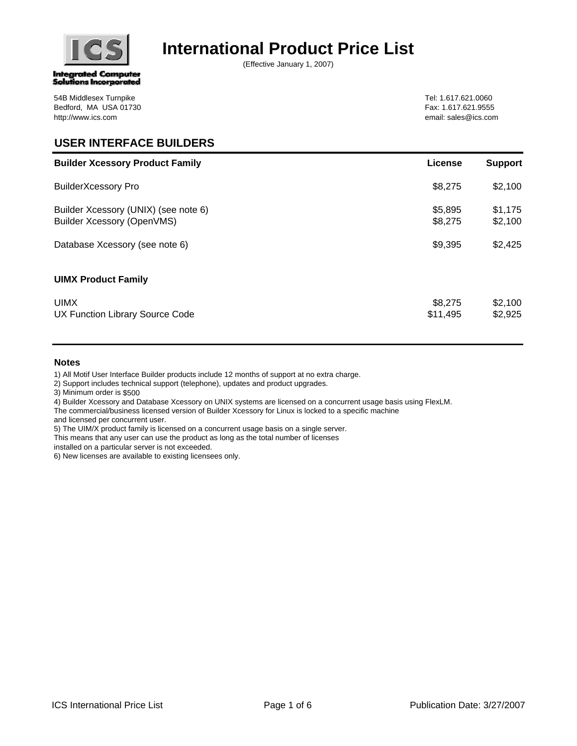# International Product Price List

(Effective January 1, 2007)

**Integrated Computer Solutions Incorporated**

54B Middlesex Turnpike
Bedford, MA USA 01730
http://www.ics.com

Tel: 1.617.621.0060
Fax: 1.617.621.9555
email: sales@ics.com

## USER INTERFACE BUILDERS

| Builder Xcessory Product Family | License | Support |
|---|---|---|
| BuilderXcessory Pro | $8,275 | $2,100 |
| Builder Xcessory (UNIX) (see note 6) | $5,895 | $1,175 |
| Builder Xcessory (OpenVMS) | $8,275 | $2,100 |
| Database Xcessory (see note 6) | $9,395 | $2,425 |
| **UIMX Product Family** | | |
| UIMX | $8,275 | $2,100 |
| UX Function Library Source Code | $11,495 | $2,925 |

### Notes

1) All Motif User Interface Builder products include 12 months of support at no extra charge.
2) Support includes technical support (telephone), updates and product upgrades.
3) Minimum order is $500
4) Builder Xcessory and Database Xcessory on UNIX systems are licensed on a concurrent usage basis using FlexLM.
The commercial/business licensed version of Builder Xcessory for Linux is locked to a specific machine
and licensed per concurrent user.
5) The UIM/X product family is licensed on a concurrent usage basis on a single server.
This means that any user can use the product as long as the total number of licenses
installed on a particular server is not exceeded.
6) New licenses are available to existing licensees only.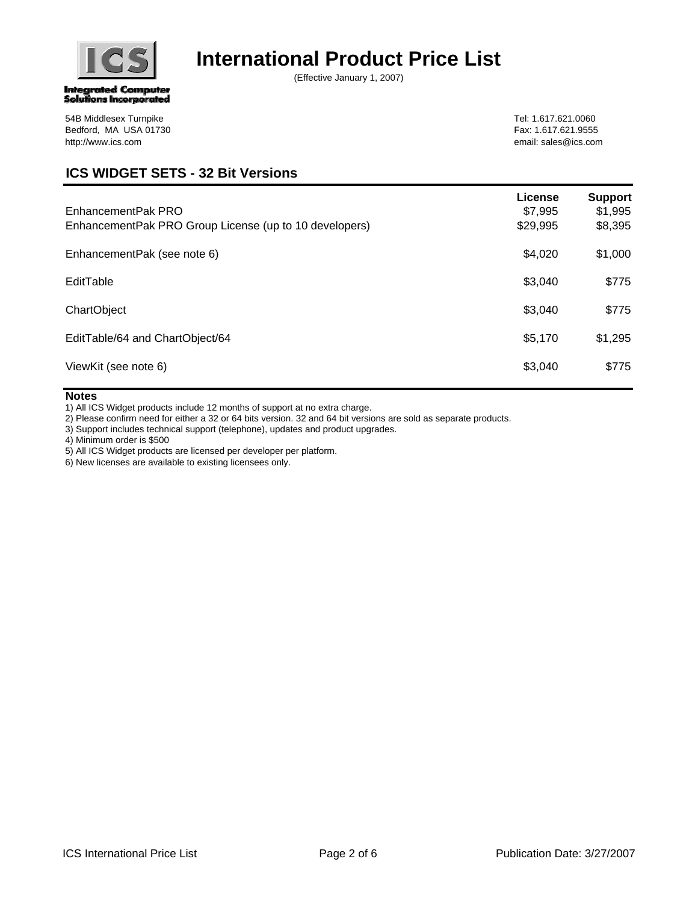# International Product Price List

(Effective January 1, 2007)

**Integrated Computer Solutions Incorporated**

54B Middlesex Turnpike
Bedford, MA USA 01730
http://www.ics.com

Tel: 1.617.621.0060
Fax: 1.617.621.9555
email: sales@ics.com

## ICS WIDGET SETS - 32 Bit Versions

| | License | Support |
|---|---|---|
| EnhancementPak PRO | $7,995 | $1,995 |
| EnhancementPak PRO Group License (up to 10 developers) | $29,995 | $8,395 |
| EnhancementPak (see note 6) | $4,020 | $1,000 |
| EditTable | $3,040 | $775 |
| ChartObject | $3,040 | $775 |
| EditTable/64 and ChartObject/64 | $5,170 | $1,295 |
| ViewKit (see note 6) | $3,040 | $775 |

**Notes**

1) All ICS Widget products include 12 months of support at no extra charge.
2) Please confirm need for either a 32 or 64 bits version. 32 and 64 bit versions are sold as separate products.
3) Support includes technical support (telephone), updates and product upgrades.
4) Minimum order is $500
5) All ICS Widget products are licensed per developer per platform.
6) New licenses are available to existing licensees only.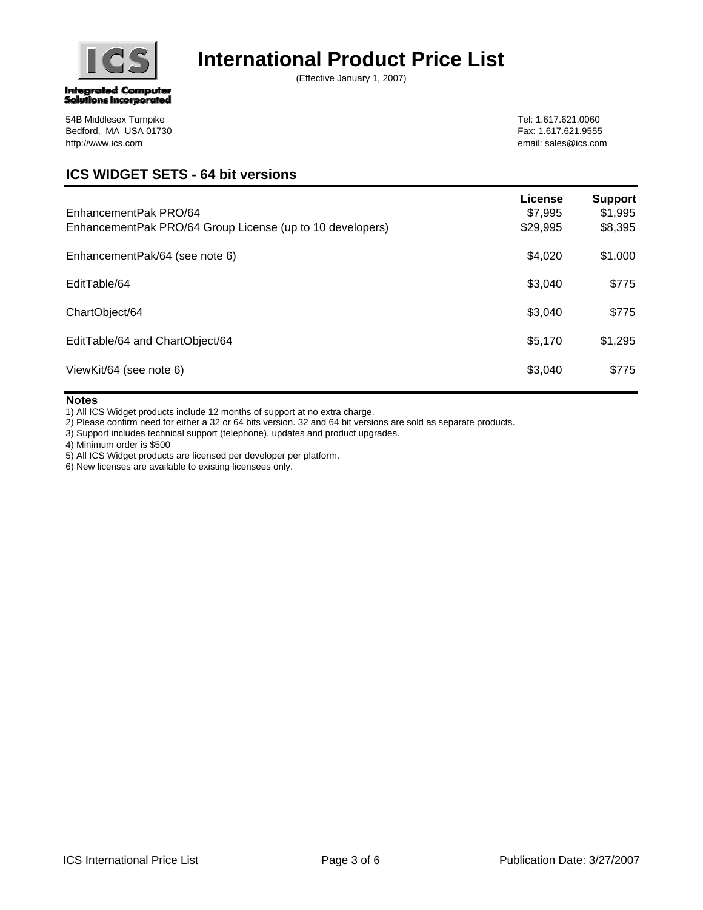**Integrated Computer Solutions Incorporated**

# International Product Price List

(Effective January 1, 2007)

54B Middlesex Turnpike
Bedford, MA USA 01730
http://www.ics.com

Tel: 1.617.621.0060
Fax: 1.617.621.9555
email: sales@ics.com

## ICS WIDGET SETS - 64 bit versions

| | License | Support |
|---|---|---|
| EnhancementPak PRO/64 | $7,995 | $1,995 |
| EnhancementPak PRO/64 Group License (up to 10 developers) | $29,995 | $8,395 |
| EnhancementPak/64 (see note 6) | $4,020 | $1,000 |
| EditTable/64 | $3,040 | $775 |
| ChartObject/64 | $3,040 | $775 |
| EditTable/64 and ChartObject/64 | $5,170 | $1,295 |
| ViewKit/64 (see note 6) | $3,040 | $775 |

**Notes**

1) All ICS Widget products include 12 months of support at no extra charge.
2) Please confirm need for either a 32 or 64 bits version. 32 and 64 bit versions are sold as separate products.
3) Support includes technical support (telephone), updates and product upgrades.
4) Minimum order is $500
5) All ICS Widget products are licensed per developer per platform.
6) New licenses are available to existing licensees only.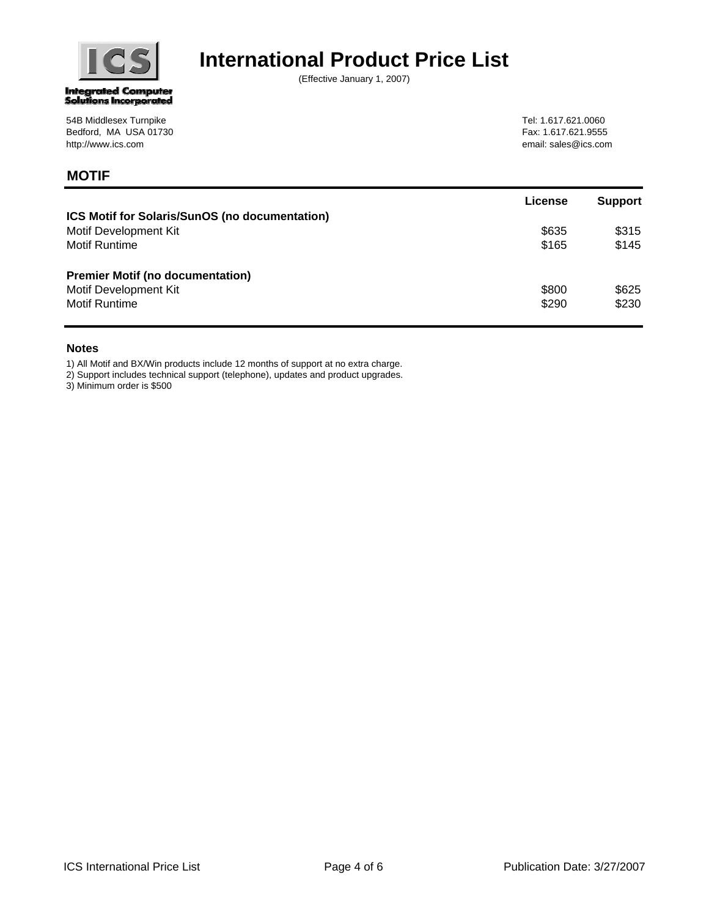# International Product Price List

(Effective January 1, 2007)

Integrated Computer Solutions Incorporated

54B Middlesex Turnpike
Bedford, MA USA 01730
http://www.ics.com

Tel: 1.617.621.0060
Fax: 1.617.621.9555
email: sales@ics.com

## MOTIF

| | License | Support |
|---|---|---|
| **ICS Motif for Solaris/SunOS (no documentation)** | | |
| Motif Development Kit | $635 | $315 |
| Motif Runtime | $165 | $145 |
| **Premier Motif (no documentation)** | | |
| Motif Development Kit | $800 | $625 |
| Motif Runtime | $290 | $230 |

### Notes

1) All Motif and BX/Win products include 12 months of support at no extra charge.
2) Support includes technical support (telephone), updates and product upgrades.
3) Minimum order is $500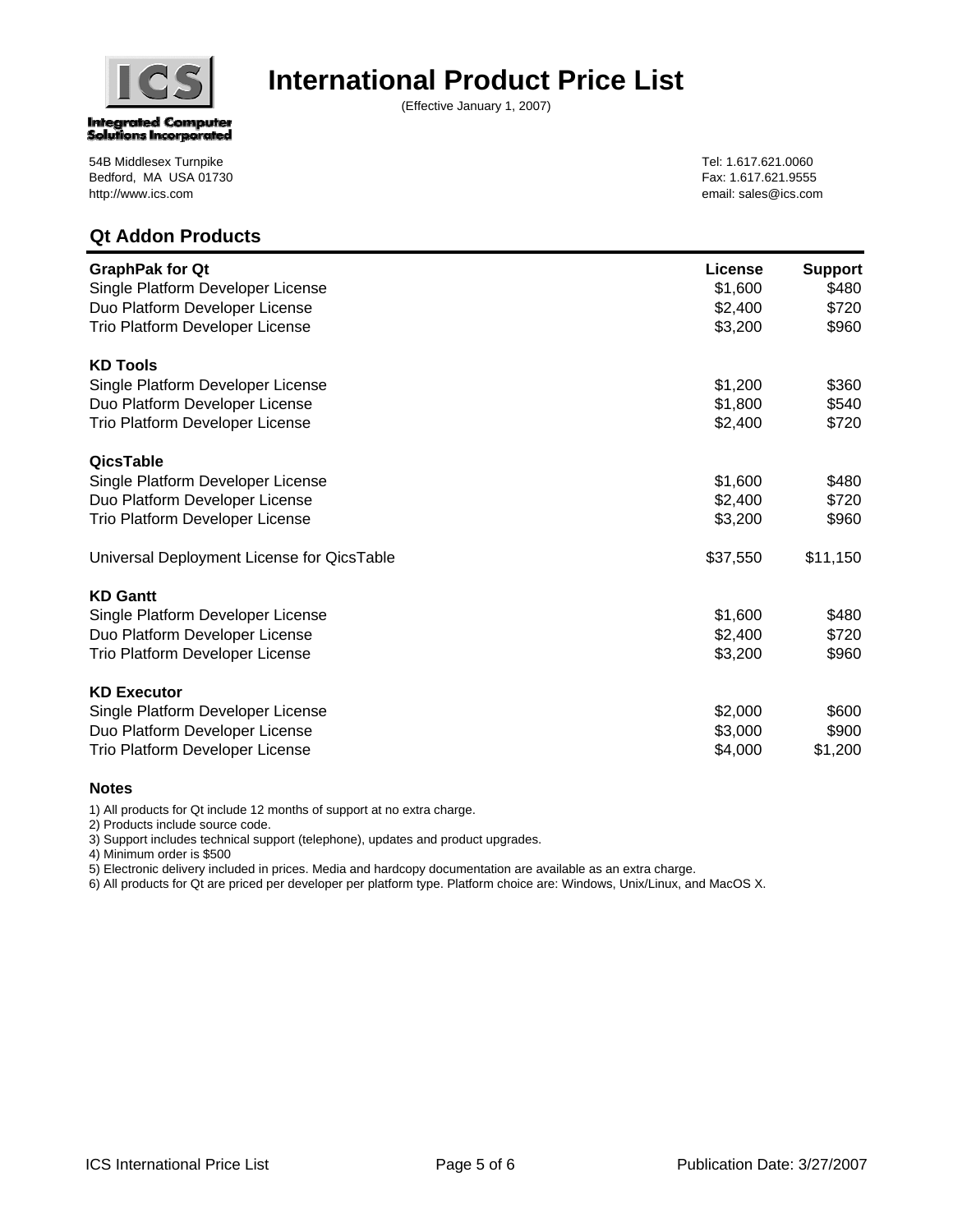# International Product Price List

(Effective January 1, 2007)

**Integrated Computer Solutions Incorporated**

54B Middlesex Turnpike
Bedford, MA USA 01730
http://www.ics.com

Tel: 1.617.621.0060
Fax: 1.617.621.9555
email: sales@ics.com

## Qt Addon Products

| **GraphPak for Qt** | **License** | **Support** |
|---|---|---|
| Single Platform Developer License | $1,600 | $480 |
| Duo Platform Developer License | $2,400 | $720 |
| Trio Platform Developer License | $3,200 | $960 |
| | | |
| **KD Tools** | | |
| Single Platform Developer License | $1,200 | $360 |
| Duo Platform Developer License | $1,800 | $540 |
| Trio Platform Developer License | $2,400 | $720 |
| | | |
| **QicsTable** | | |
| Single Platform Developer License | $1,600 | $480 |
| Duo Platform Developer License | $2,400 | $720 |
| Trio Platform Developer License | $3,200 | $960 |
| | | |
| Universal Deployment License for QicsTable | $37,550 | $11,150 |
| | | |
| **KD Gantt** | | |
| Single Platform Developer License | $1,600 | $480 |
| Duo Platform Developer License | $2,400 | $720 |
| Trio Platform Developer License | $3,200 | $960 |
| | | |
| **KD Executor** | | |
| Single Platform Developer License | $2,000 | $600 |
| Duo Platform Developer License | $3,000 | $900 |
| Trio Platform Developer License | $4,000 | $1,200 |

### Notes

1) All products for Qt include 12 months of support at no extra charge.
2) Products include source code.
3) Support includes technical support (telephone), updates and product upgrades.
4) Minimum order is $500
5) Electronic delivery included in prices. Media and hardcopy documentation are available as an extra charge.
6) All products for Qt are priced per developer per platform type. Platform choice are: Windows, Unix/Linux, and MacOS X.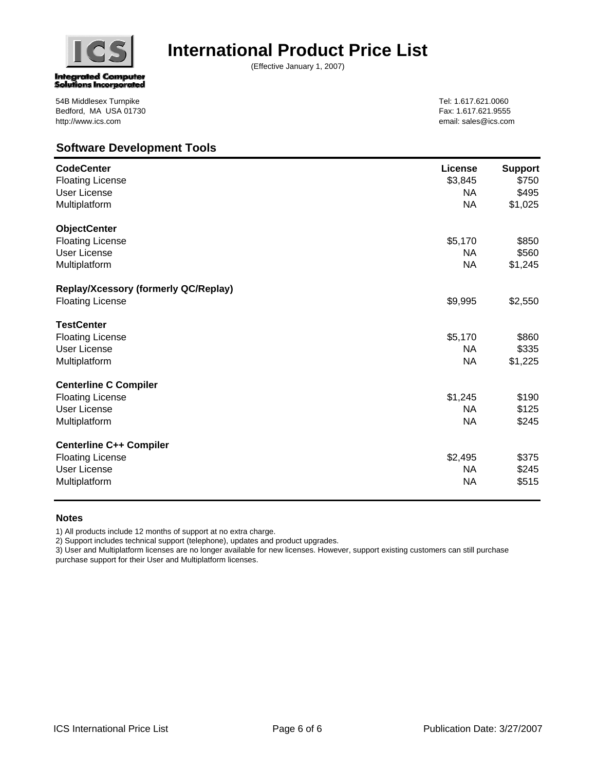Integrated Computer Solutions Incorporated

# International Product Price List

(Effective January 1, 2007)

54B Middlesex Turnpike
Bedford, MA USA 01730
http://www.ics.com

Tel: 1.617.621.0060
Fax: 1.617.621.9555
email: sales@ics.com

## Software Development Tools

| | License | Support |
|---|---|---|
| **CodeCenter** | | |
| Floating License | $3,845 | $750 |
| User License | NA | $495 |
| Multiplatform | NA | $1,025 |
| **ObjectCenter** | | |
| Floating License | $5,170 | $850 |
| User License | NA | $560 |
| Multiplatform | NA | $1,245 |
| **Replay/Xcessory (formerly QC/Replay)** | | |
| Floating License | $9,995 | $2,550 |
| **TestCenter** | | |
| Floating License | $5,170 | $860 |
| User License | NA | $335 |
| Multiplatform | NA | $1,225 |
| **Centerline C Compiler** | | |
| Floating License | $1,245 | $190 |
| User License | NA | $125 |
| Multiplatform | NA | $245 |
| **Centerline C++ Compiler** | | |
| Floating License | $2,495 | $375 |
| User License | NA | $245 |
| Multiplatform | NA | $515 |

### Notes

1) All products include 12 months of support at no extra charge.
2) Support includes technical support (telephone), updates and product upgrades.
3) User and Multiplatform licenses are no longer available for new licenses. However, support existing customers can still purchase purchase support for their User and Multiplatform licenses.